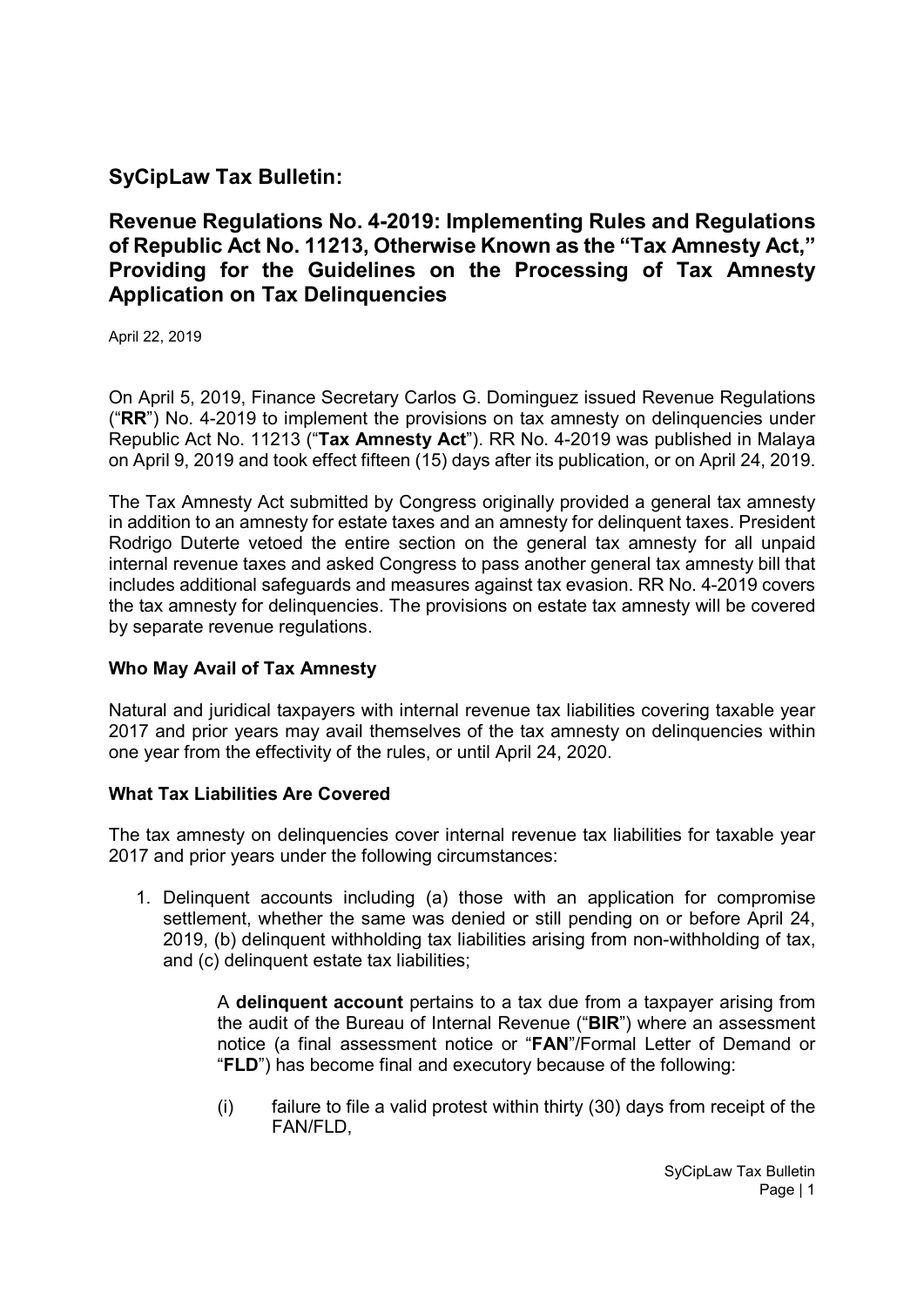# SyCipLaw Tax Bulletin:

## Revenue Regulations No. 4-2019: Implementing Rules and Regulations of Republic Act No. 11213, Otherwise Known as the "Tax Amnesty Act," Providing for the Guidelines on the Processing of Tax Amnesty Application on Tax Delinquencies

April 22, 2019

On April 5, 2019, Finance Secretary Carlos G. Dominguez issued Revenue Regulations ("**RR**") No. 4-2019 to implement the provisions on tax amnesty on delinquencies under Republic Act No. 11213 ("**Tax Amnesty Act**"). RR No. 4-2019 was published in Malaya on April 9, 2019 and took effect fifteen (15) days after its publication, or on April 24, 2019.

The Tax Amnesty Act submitted by Congress originally provided a general tax amnesty in addition to an amnesty for estate taxes and an amnesty for delinquent taxes. President Rodrigo Duterte vetoed the entire section on the general tax amnesty for all unpaid internal revenue taxes and asked Congress to pass another general tax amnesty bill that includes additional safeguards and measures against tax evasion. RR No. 4-2019 covers the tax amnesty for delinquencies. The provisions on estate tax amnesty will be covered by separate revenue regulations.

### Who May Avail of Tax Amnesty

Natural and juridical taxpayers with internal revenue tax liabilities covering taxable year 2017 and prior years may avail themselves of the tax amnesty on delinquencies within one year from the effectivity of the rules, or until April 24, 2020.

### What Tax Liabilities Are Covered

The tax amnesty on delinquencies cover internal revenue tax liabilities for taxable year 2017 and prior years under the following circumstances:

1. Delinquent accounts including (a) those with an application for compromise settlement, whether the same was denied or still pending on or before April 24, 2019, (b) delinquent withholding tax liabilities arising from non-withholding of tax, and (c) delinquent estate tax liabilities;

   A **delinquent account** pertains to a tax due from a taxpayer arising from the audit of the Bureau of Internal Revenue ("**BIR**") where an assessment notice (a final assessment notice or "**FAN**"/Formal Letter of Demand or "**FLD**") has become final and executory because of the following:

   (i) failure to file a valid protest within thirty (30) days from receipt of the FAN/FLD,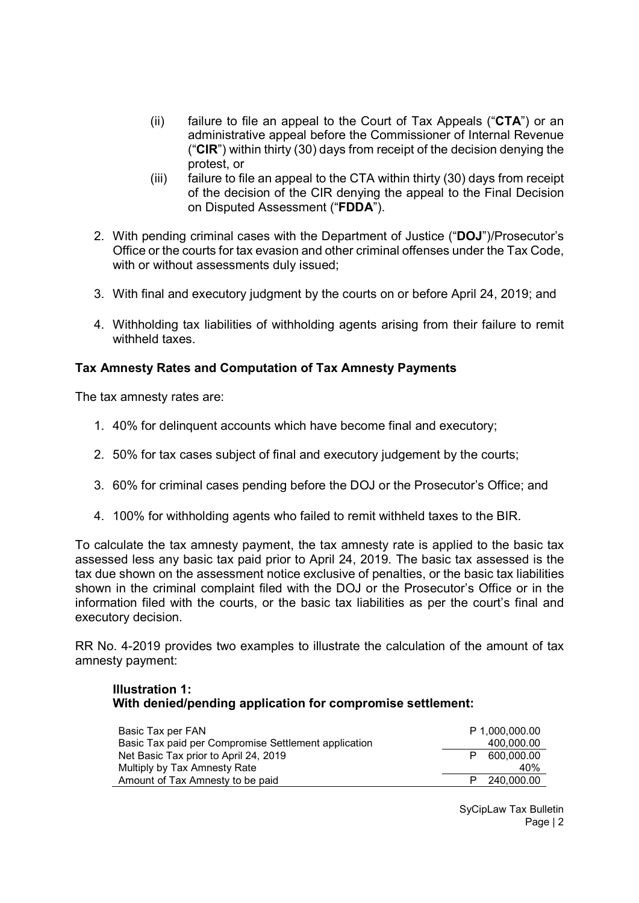(ii) failure to file an appeal to the Court of Tax Appeals ("**CTA**") or an administrative appeal before the Commissioner of Internal Revenue ("**CIR**") within thirty (30) days from receipt of the decision denying the protest, or

(iii) failure to file an appeal to the CTA within thirty (30) days from receipt of the decision of the CIR denying the appeal to the Final Decision on Disputed Assessment ("**FDDA**").

2. With pending criminal cases with the Department of Justice ("**DOJ**")/Prosecutor's Office or the courts for tax evasion and other criminal offenses under the Tax Code, with or without assessments duly issued;

3. With final and executory judgment by the courts on or before April 24, 2019; and

4. Withholding tax liabilities of withholding agents arising from their failure to remit withheld taxes.

**Tax Amnesty Rates and Computation of Tax Amnesty Payments**

The tax amnesty rates are:

1. 40% for delinquent accounts which have become final and executory;

2. 50% for tax cases subject of final and executory judgement by the courts;

3. 60% for criminal cases pending before the DOJ or the Prosecutor's Office; and

4. 100% for withholding agents who failed to remit withheld taxes to the BIR.

To calculate the tax amnesty payment, the tax amnesty rate is applied to the basic tax assessed less any basic tax paid prior to April 24, 2019. The basic tax assessed is the tax due shown on the assessment notice exclusive of penalties, or the basic tax liabilities shown in the criminal complaint filed with the DOJ or the Prosecutor's Office or in the information filed with the courts, or the basic tax liabilities as per the court's final and executory decision.

RR No. 4-2019 provides two examples to illustrate the calculation of the amount of tax amnesty payment:

**Illustration 1:**
**With denied/pending application for compromise settlement:**

| | |
|---|---|
| Basic Tax per FAN | P 1,000,000.00 |
| Basic Tax paid per Compromise Settlement application | 400,000.00 |
| Net Basic Tax prior to April 24, 2019 | P 600,000.00 |
| Multiply by Tax Amnesty Rate | 40% |
| Amount of Tax Amnesty to be paid | P 240,000.00 |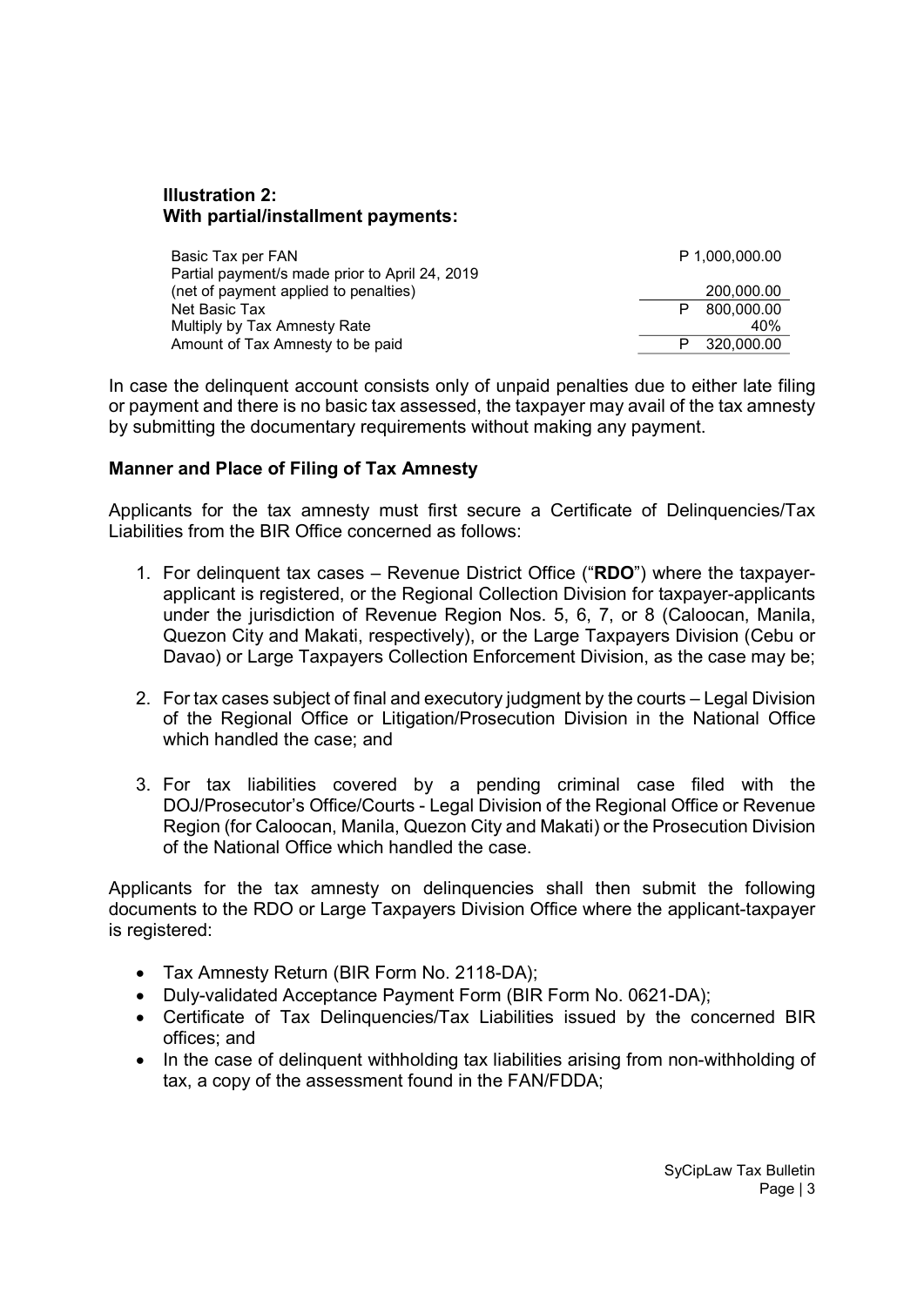**Illustration 2:**
**With partial/installment payments:**

| | |
|---|---|
| Basic Tax per FAN | P 1,000,000.00 |
| Partial payment/s made prior to April 24, 2019 (net of payment applied to penalties) | 200,000.00 |
| Net Basic Tax | P 800,000.00 |
| Multiply by Tax Amnesty Rate | 40% |
| Amount of Tax Amnesty to be paid | P 320,000.00 |

In case the delinquent account consists only of unpaid penalties due to either late filing or payment and there is no basic tax assessed, the taxpayer may avail of the tax amnesty by submitting the documentary requirements without making any payment.

**Manner and Place of Filing of Tax Amnesty**

Applicants for the tax amnesty must first secure a Certificate of Delinquencies/Tax Liabilities from the BIR Office concerned as follows:

1. For delinquent tax cases – Revenue District Office ("**RDO**") where the taxpayer-applicant is registered, or the Regional Collection Division for taxpayer-applicants under the jurisdiction of Revenue Region Nos. 5, 6, 7, or 8 (Caloocan, Manila, Quezon City and Makati, respectively), or the Large Taxpayers Division (Cebu or Davao) or Large Taxpayers Collection Enforcement Division, as the case may be;

2. For tax cases subject of final and executory judgment by the courts – Legal Division of the Regional Office or Litigation/Prosecution Division in the National Office which handled the case; and

3. For tax liabilities covered by a pending criminal case filed with the DOJ/Prosecutor's Office/Courts - Legal Division of the Regional Office or Revenue Region (for Caloocan, Manila, Quezon City and Makati) or the Prosecution Division of the National Office which handled the case.

Applicants for the tax amnesty on delinquencies shall then submit the following documents to the RDO or Large Taxpayers Division Office where the applicant-taxpayer is registered:

- Tax Amnesty Return (BIR Form No. 2118-DA);
- Duly-validated Acceptance Payment Form (BIR Form No. 0621-DA);
- Certificate of Tax Delinquencies/Tax Liabilities issued by the concerned BIR offices; and
- In the case of delinquent withholding tax liabilities arising from non-withholding of tax, a copy of the assessment found in the FAN/FDDA;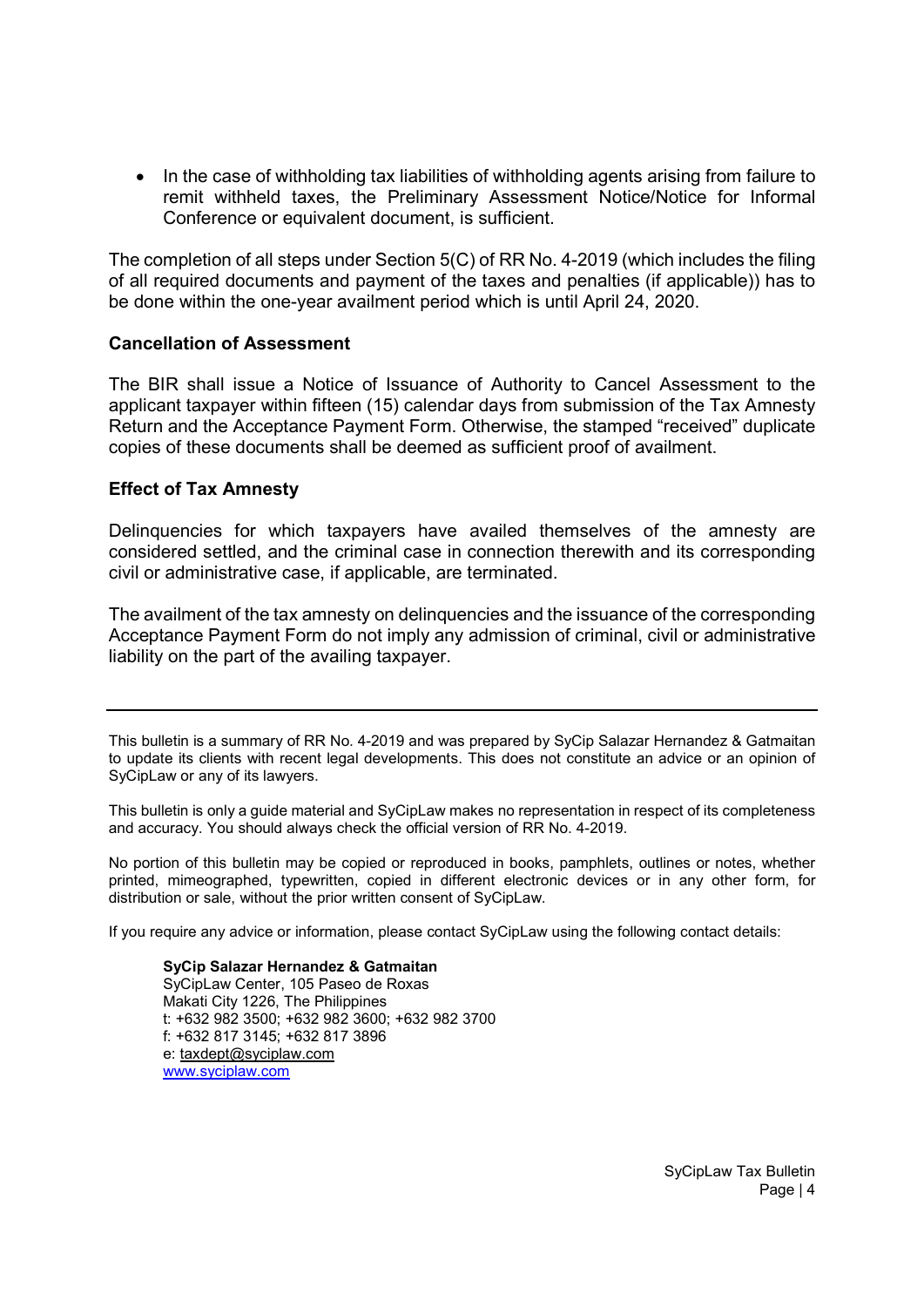- In the case of withholding tax liabilities of withholding agents arising from failure to remit withheld taxes, the Preliminary Assessment Notice/Notice for Informal Conference or equivalent document, is sufficient.

The completion of all steps under Section 5(C) of RR No. 4-2019 (which includes the filing of all required documents and payment of the taxes and penalties (if applicable)) has to be done within the one-year availment period which is until April 24, 2020.

**Cancellation of Assessment**

The BIR shall issue a Notice of Issuance of Authority to Cancel Assessment to the applicant taxpayer within fifteen (15) calendar days from submission of the Tax Amnesty Return and the Acceptance Payment Form. Otherwise, the stamped "received" duplicate copies of these documents shall be deemed as sufficient proof of availment.

**Effect of Tax Amnesty**

Delinquencies for which taxpayers have availed themselves of the amnesty are considered settled, and the criminal case in connection therewith and its corresponding civil or administrative case, if applicable, are terminated.

The availment of the tax amnesty on delinquencies and the issuance of the corresponding Acceptance Payment Form do not imply any admission of criminal, civil or administrative liability on the part of the availing taxpayer.

---

This bulletin is a summary of RR No. 4-2019 and was prepared by SyCip Salazar Hernandez & Gatmaitan to update its clients with recent legal developments. This does not constitute an advice or an opinion of SyCipLaw or any of its lawyers.

This bulletin is only a guide material and SyCipLaw makes no representation in respect of its completeness and accuracy. You should always check the official version of RR No. 4-2019.

No portion of this bulletin may be copied or reproduced in books, pamphlets, outlines or notes, whether printed, mimeographed, typewritten, copied in different electronic devices or in any other form, for distribution or sale, without the prior written consent of SyCipLaw.

If you require any advice or information, please contact SyCipLaw using the following contact details:

**SyCip Salazar Hernandez & Gatmaitan**
SyCipLaw Center, 105 Paseo de Roxas
Makati City 1226, The Philippines
t: +632 982 3500; +632 982 3600; +632 982 3700
f: +632 817 3145; +632 817 3896
e: taxdept@syciplaw.com
www.syciplaw.com